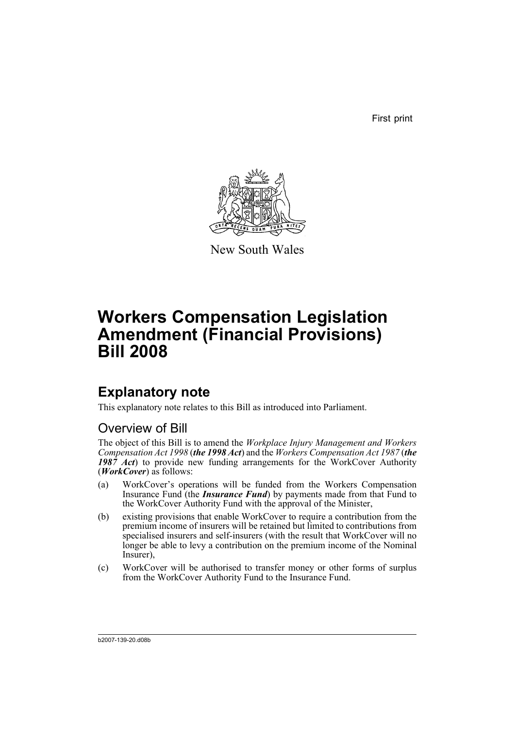First print

New South Wales

# Workers Compensation Legislation Amendment (Financial Provisions) Bill 2008

## Explanatory note

This explanatory note relates to this Bill as introduced into Parliament.

### Overview of Bill

The object of this Bill is to amend the *Workplace Injury Management and Workers Compensation Act 1998* (***the 1998 Act***) and the *Workers Compensation Act 1987* (***the 1987 Act***) to provide new funding arrangements for the WorkCover Authority (***WorkCover***) as follows:

(a) WorkCover's operations will be funded from the Workers Compensation Insurance Fund (the ***Insurance Fund***) by payments made from that Fund to the WorkCover Authority Fund with the approval of the Minister,

(b) existing provisions that enable WorkCover to require a contribution from the premium income of insurers will be retained but limited to contributions from specialised insurers and self-insurers (with the result that WorkCover will no longer be able to levy a contribution on the premium income of the Nominal Insurer),

(c) WorkCover will be authorised to transfer money or other forms of surplus from the WorkCover Authority Fund to the Insurance Fund.

b2007-139-20.d08b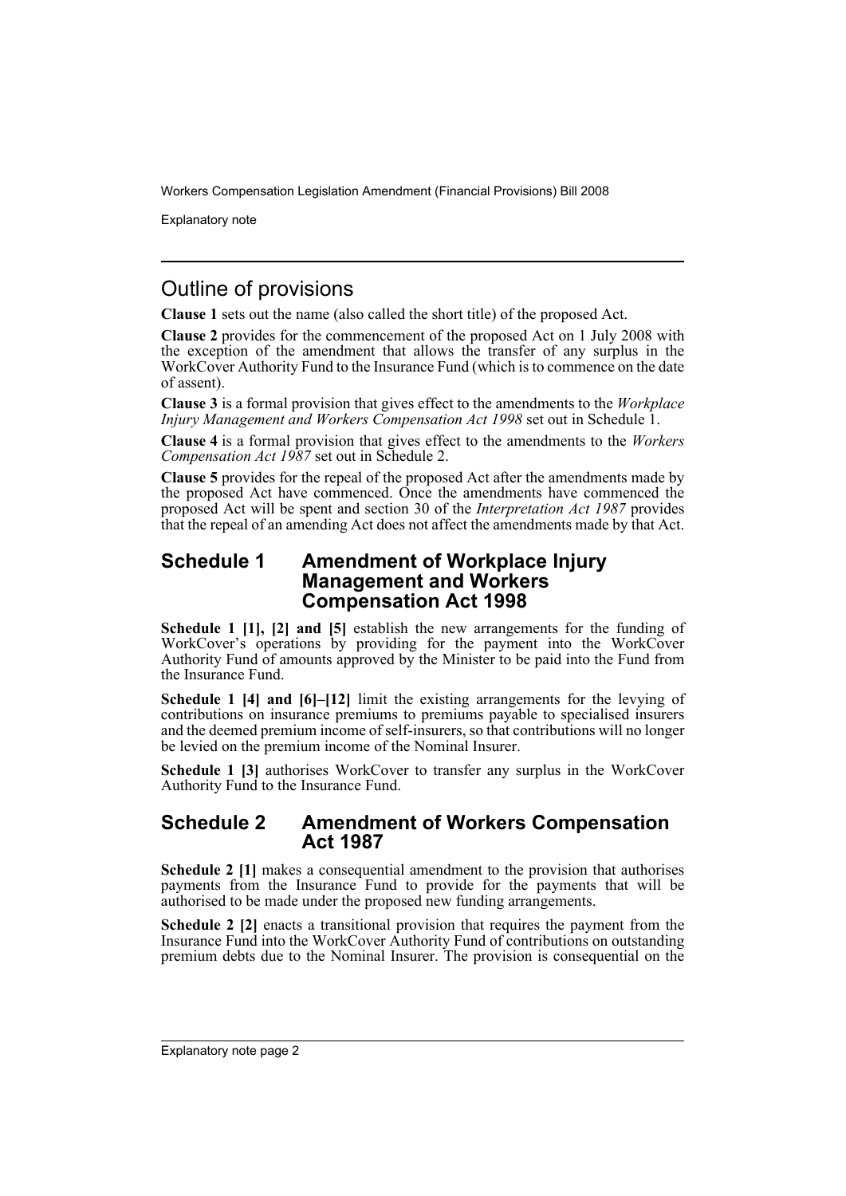## Outline of provisions

**Clause 1** sets out the name (also called the short title) of the proposed Act.

**Clause 2** provides for the commencement of the proposed Act on 1 July 2008 with the exception of the amendment that allows the transfer of any surplus in the WorkCover Authority Fund to the Insurance Fund (which is to commence on the date of assent).

**Clause 3** is a formal provision that gives effect to the amendments to the *Workplace Injury Management and Workers Compensation Act 1998* set out in Schedule 1.

**Clause 4** is a formal provision that gives effect to the amendments to the *Workers Compensation Act 1987* set out in Schedule 2.

**Clause 5** provides for the repeal of the proposed Act after the amendments made by the proposed Act have commenced. Once the amendments have commenced the proposed Act will be spent and section 30 of the *Interpretation Act 1987* provides that the repeal of an amending Act does not affect the amendments made by that Act.

## Schedule 1 Amendment of Workplace Injury Management and Workers Compensation Act 1998

**Schedule 1 [1], [2] and [5]** establish the new arrangements for the funding of WorkCover's operations by providing for the payment into the WorkCover Authority Fund of amounts approved by the Minister to be paid into the Fund from the Insurance Fund.

**Schedule 1 [4] and [6]–[12]** limit the existing arrangements for the levying of contributions on insurance premiums to premiums payable to specialised insurers and the deemed premium income of self-insurers, so that contributions will no longer be levied on the premium income of the Nominal Insurer.

**Schedule 1 [3]** authorises WorkCover to transfer any surplus in the WorkCover Authority Fund to the Insurance Fund.

## Schedule 2 Amendment of Workers Compensation Act 1987

**Schedule 2 [1]** makes a consequential amendment to the provision that authorises payments from the Insurance Fund to provide for the payments that will be authorised to be made under the proposed new funding arrangements.

**Schedule 2 [2]** enacts a transitional provision that requires the payment from the Insurance Fund into the WorkCover Authority Fund of contributions on outstanding premium debts due to the Nominal Insurer. The provision is consequential on the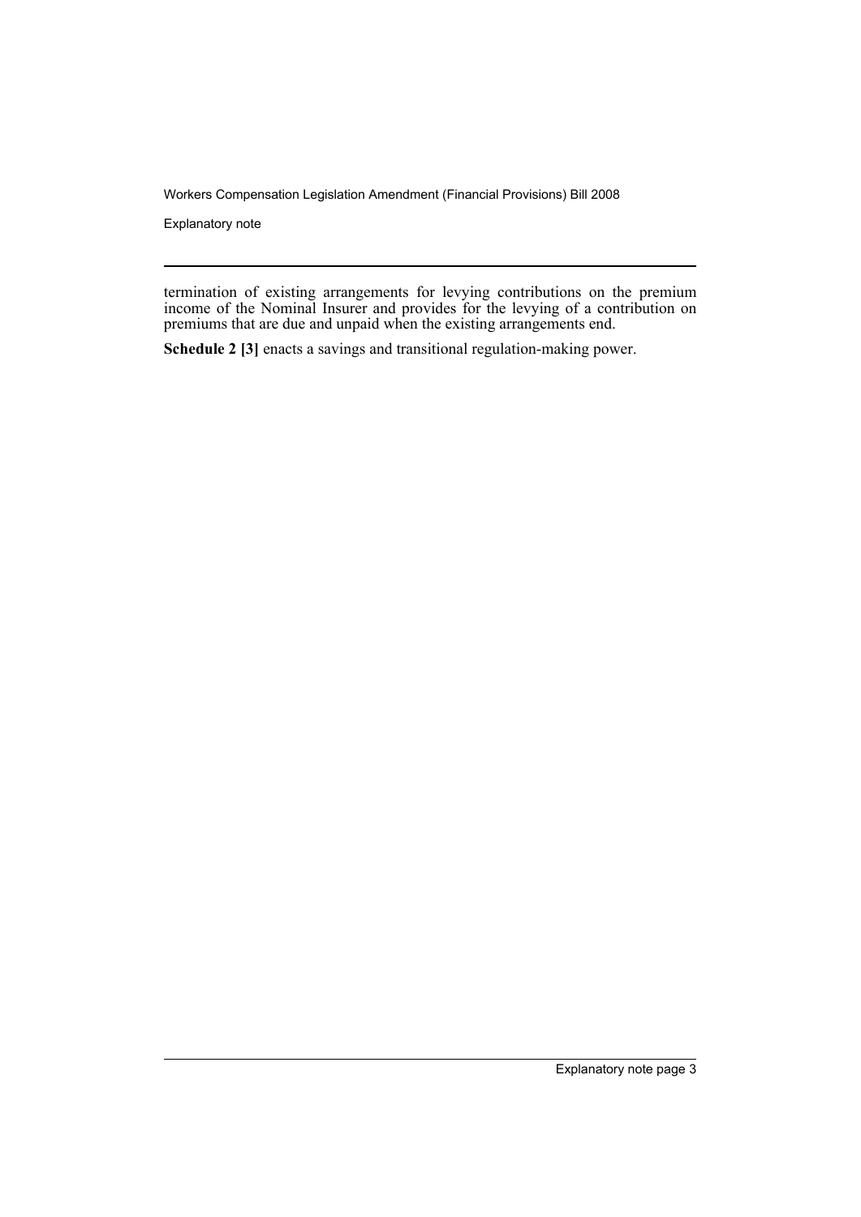termination of existing arrangements for levying contributions on the premium income of the Nominal Insurer and provides for the levying of a contribution on premiums that are due and unpaid when the existing arrangements end.

**Schedule 2 [3]** enacts a savings and transitional regulation-making power.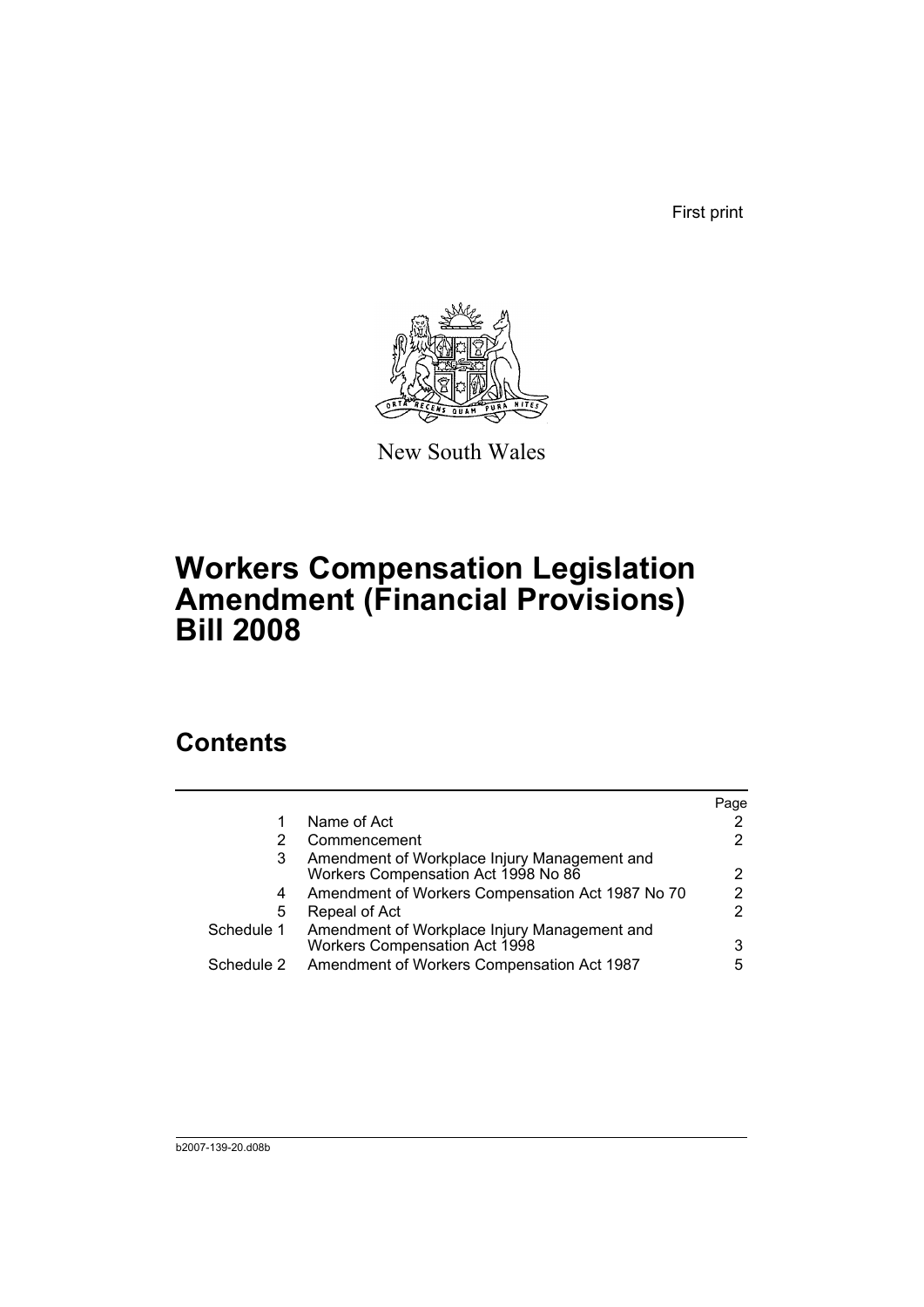First print

New South Wales

# Workers Compensation Legislation Amendment (Financial Provisions) Bill 2008

## Contents

| | | Page |
|---|---|---|
| 1 | Name of Act | 2 |
| 2 | Commencement | 2 |
| 3 | Amendment of Workplace Injury Management and Workers Compensation Act 1998 No 86 | 2 |
| 4 | Amendment of Workers Compensation Act 1987 No 70 | 2 |
| 5 | Repeal of Act | 2 |
| Schedule 1 | Amendment of Workplace Injury Management and Workers Compensation Act 1998 | 3 |
| Schedule 2 | Amendment of Workers Compensation Act 1987 | 5 |

b2007-139-20.d08b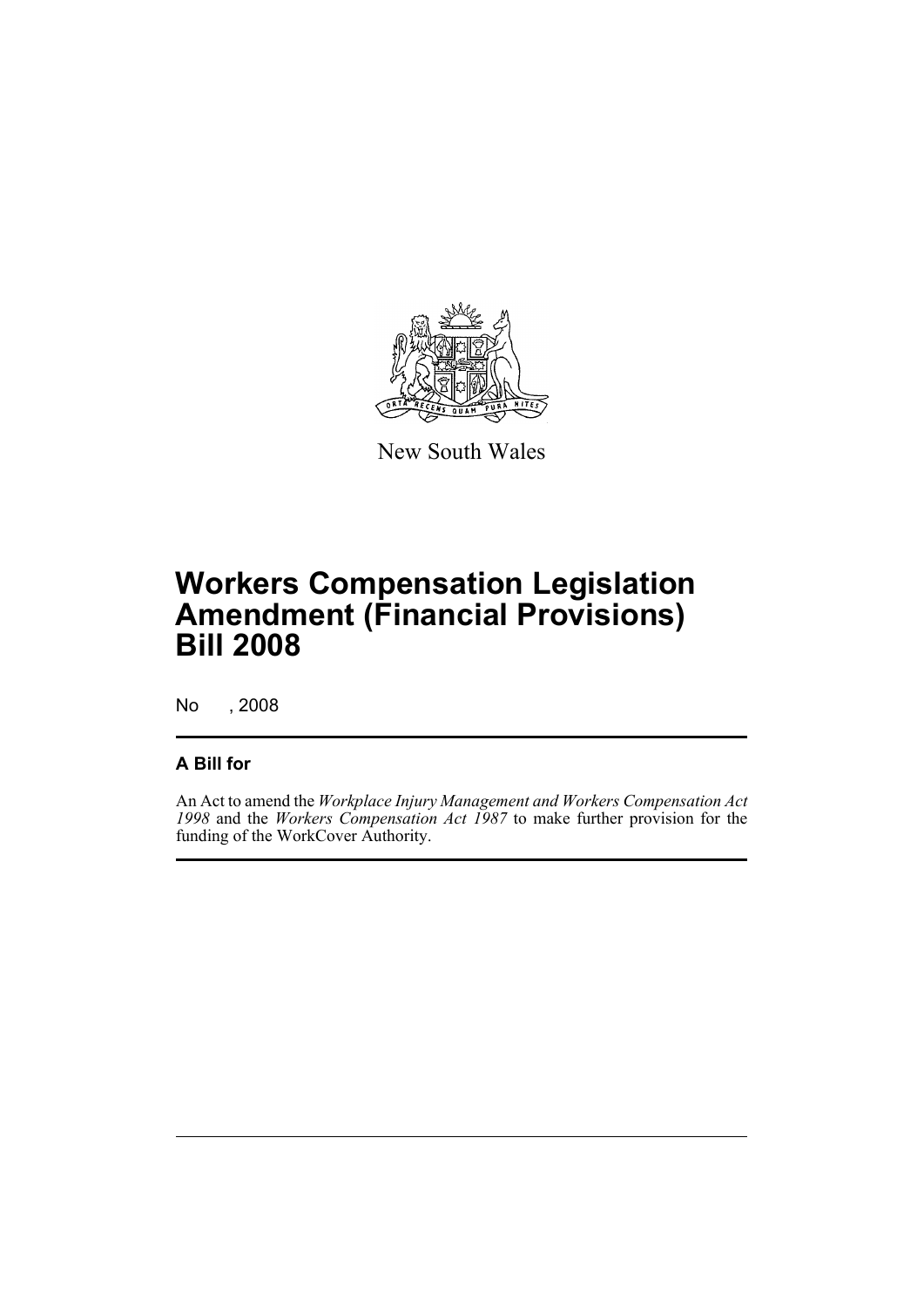New South Wales

# Workers Compensation Legislation Amendment (Financial Provisions) Bill 2008

No , 2008

## A Bill for

An Act to amend the *Workplace Injury Management and Workers Compensation Act 1998* and the *Workers Compensation Act 1987* to make further provision for the funding of the WorkCover Authority.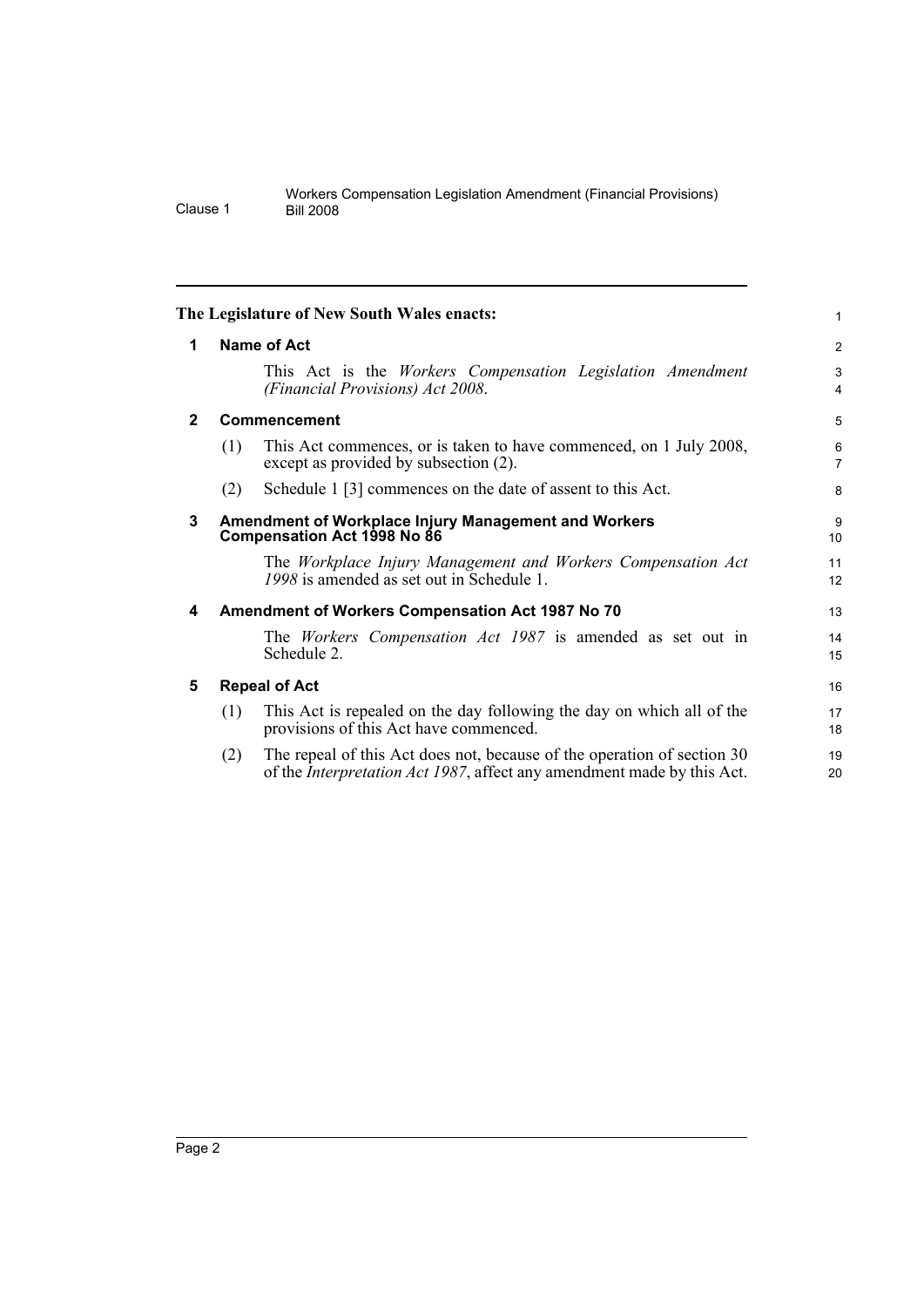The Legislature of New South Wales enacts:

## 1 Name of Act

This Act is the *Workers Compensation Legislation Amendment (Financial Provisions) Act 2008*.

## 2 Commencement

(1) This Act commences, or is taken to have commenced, on 1 July 2008, except as provided by subsection (2).

(2) Schedule 1 [3] commences on the date of assent to this Act.

## 3 Amendment of Workplace Injury Management and Workers Compensation Act 1998 No 86

The *Workplace Injury Management and Workers Compensation Act 1998* is amended as set out in Schedule 1.

## 4 Amendment of Workers Compensation Act 1987 No 70

The *Workers Compensation Act 1987* is amended as set out in Schedule 2.

## 5 Repeal of Act

(1) This Act is repealed on the day following the day on which all of the provisions of this Act have commenced.

(2) The repeal of this Act does not, because of the operation of section 30 of the *Interpretation Act 1987*, affect any amendment made by this Act.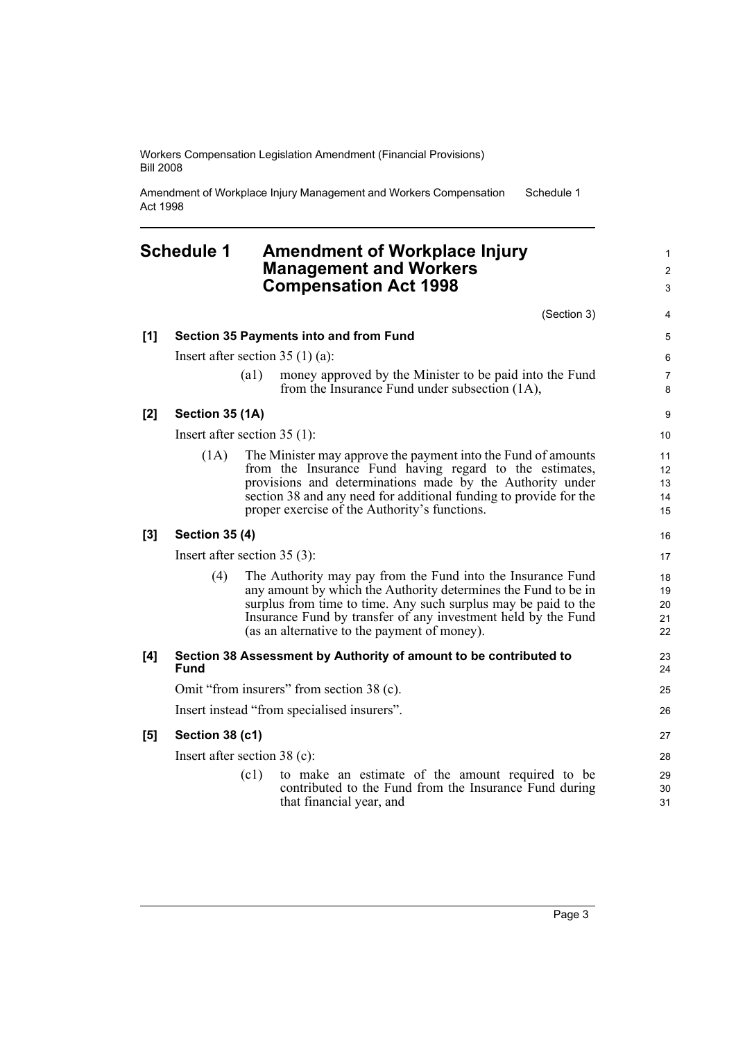## Schedule 1 Amendment of Workplace Injury Management and Workers Compensation Act 1998

(Section 3)

**[1] Section 35 Payments into and from Fund**

Insert after section 35 (1) (a):

(a1) money approved by the Minister to be paid into the Fund from the Insurance Fund under subsection (1A),

**[2] Section 35 (1A)**

Insert after section 35 (1):

(1A) The Minister may approve the payment into the Fund of amounts from the Insurance Fund having regard to the estimates, provisions and determinations made by the Authority under section 38 and any need for additional funding to provide for the proper exercise of the Authority's functions.

**[3] Section 35 (4)**

Insert after section 35 (3):

(4) The Authority may pay from the Fund into the Insurance Fund any amount by which the Authority determines the Fund to be in surplus from time to time. Any such surplus may be paid to the Insurance Fund by transfer of any investment held by the Fund (as an alternative to the payment of money).

**[4] Section 38 Assessment by Authority of amount to be contributed to Fund**

Omit "from insurers" from section 38 (c).

Insert instead "from specialised insurers".

**[5] Section 38 (c1)**

Insert after section 38 (c):

(c1) to make an estimate of the amount required to be contributed to the Fund from the Insurance Fund during that financial year, and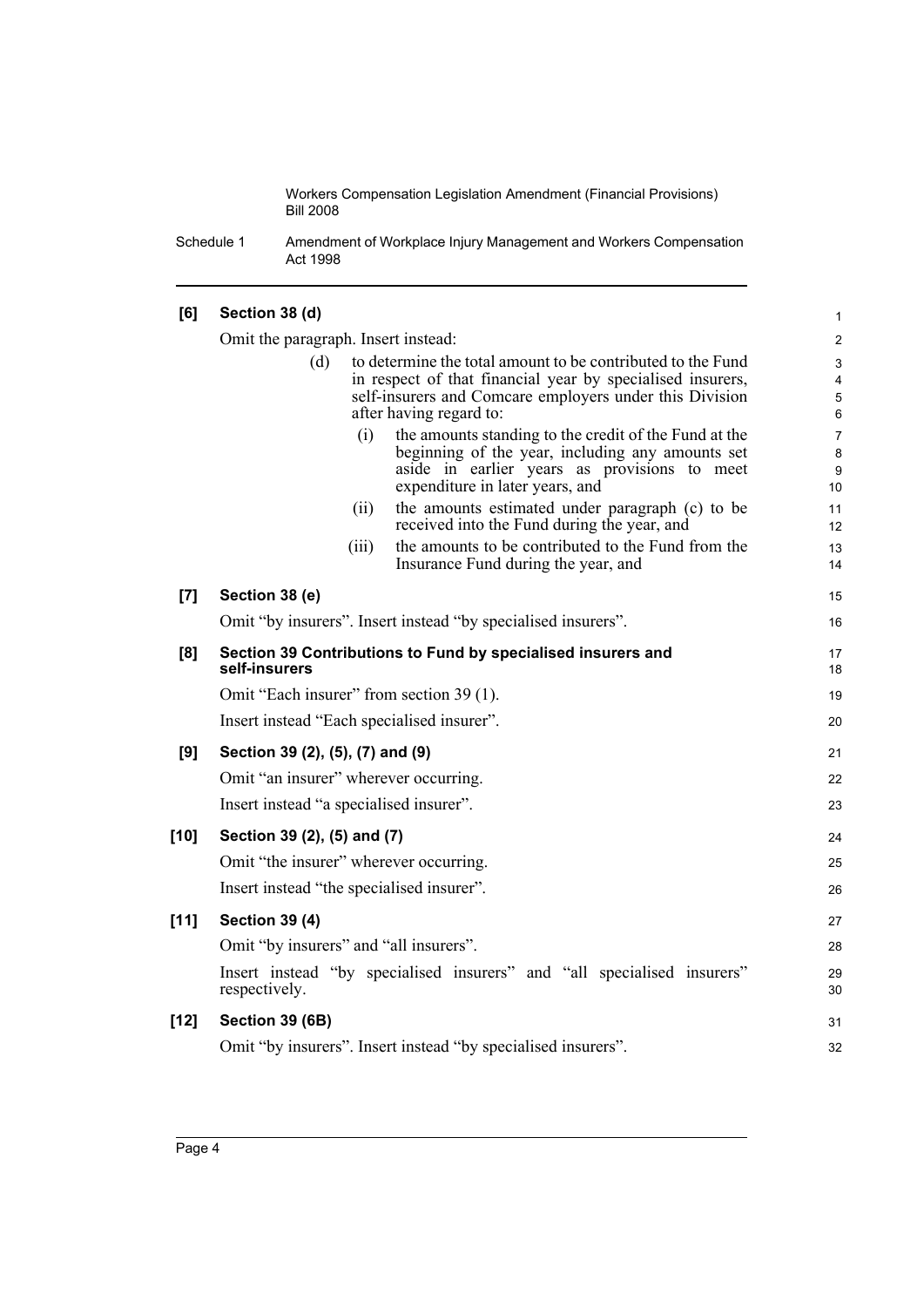**[6] Section 38 (d)**

Omit the paragraph. Insert instead:

> (d) to determine the total amount to be contributed to the Fund in respect of that financial year by specialised insurers, self-insurers and Comcare employers under this Division after having regard to:
>
> > (i) the amounts standing to the credit of the Fund at the beginning of the year, including any amounts set aside in earlier years as provisions to meet expenditure in later years, and
> >
> > (ii) the amounts estimated under paragraph (c) to be received into the Fund during the year, and
> >
> > (iii) the amounts to be contributed to the Fund from the Insurance Fund during the year, and

**[7] Section 38 (e)**

Omit "by insurers". Insert instead "by specialised insurers".

**[8] Section 39 Contributions to Fund by specialised insurers and self-insurers**

Omit "Each insurer" from section 39 (1).

Insert instead "Each specialised insurer".

**[9] Section 39 (2), (5), (7) and (9)**

Omit "an insurer" wherever occurring.

Insert instead "a specialised insurer".

**[10] Section 39 (2), (5) and (7)**

Omit "the insurer" wherever occurring.

Insert instead "the specialised insurer".

**[11] Section 39 (4)**

Omit "by insurers" and "all insurers".

Insert instead "by specialised insurers" and "all specialised insurers" respectively.

**[12] Section 39 (6B)**

Omit "by insurers". Insert instead "by specialised insurers".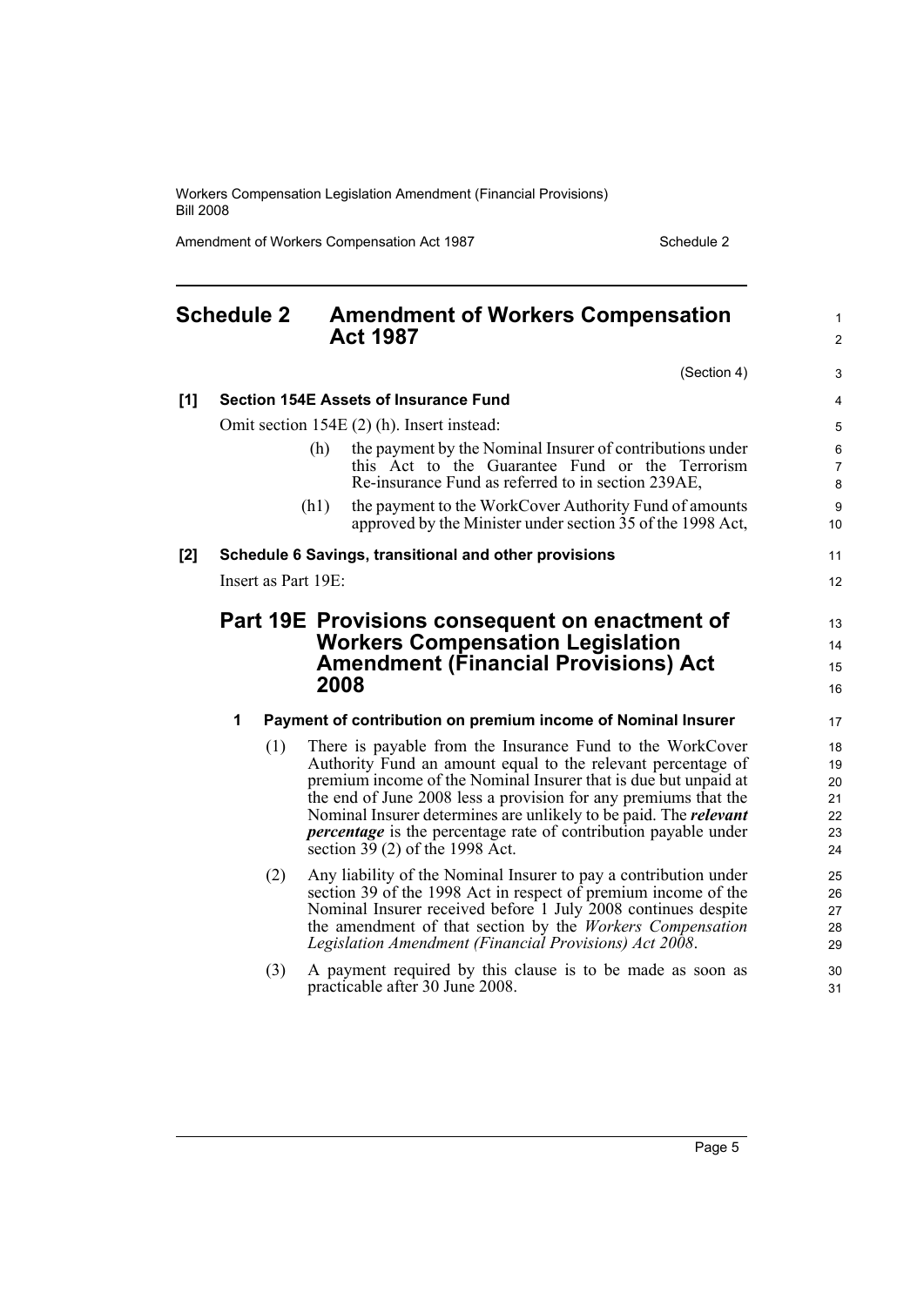## Schedule 2 Amendment of Workers Compensation Act 1987

(Section 4)

**[1] Section 154E Assets of Insurance Fund**

Omit section 154E (2) (h). Insert instead:

(h) the payment by the Nominal Insurer of contributions under this Act to the Guarantee Fund or the Terrorism Re-insurance Fund as referred to in section 239AE,

(h1) the payment to the WorkCover Authority Fund of amounts approved by the Minister under section 35 of the 1998 Act,

**[2] Schedule 6 Savings, transitional and other provisions**

Insert as Part 19E:

## Part 19E Provisions consequent on enactment of Workers Compensation Legislation Amendment (Financial Provisions) Act 2008

### 1 Payment of contribution on premium income of Nominal Insurer

(1) There is payable from the Insurance Fund to the WorkCover Authority Fund an amount equal to the relevant percentage of premium income of the Nominal Insurer that is due but unpaid at the end of June 2008 less a provision for any premiums that the Nominal Insurer determines are unlikely to be paid. The ***relevant percentage*** is the percentage rate of contribution payable under section 39 (2) of the 1998 Act.

(2) Any liability of the Nominal Insurer to pay a contribution under section 39 of the 1998 Act in respect of premium income of the Nominal Insurer received before 1 July 2008 continues despite the amendment of that section by the *Workers Compensation Legislation Amendment (Financial Provisions) Act 2008*.

(3) A payment required by this clause is to be made as soon as practicable after 30 June 2008.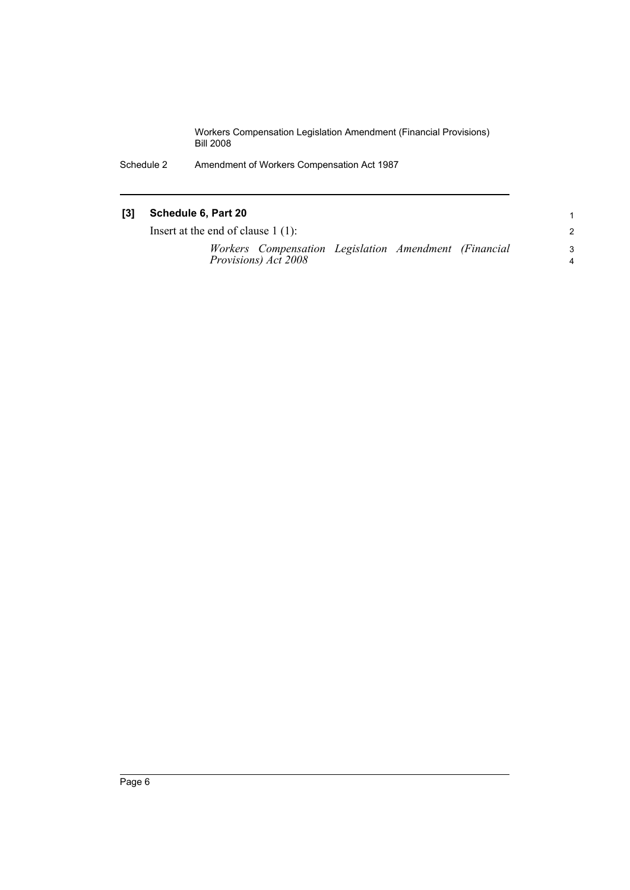**[3] Schedule 6, Part 20**

Insert at the end of clause 1 (1):

*Workers Compensation Legislation Amendment (Financial Provisions) Act 2008*